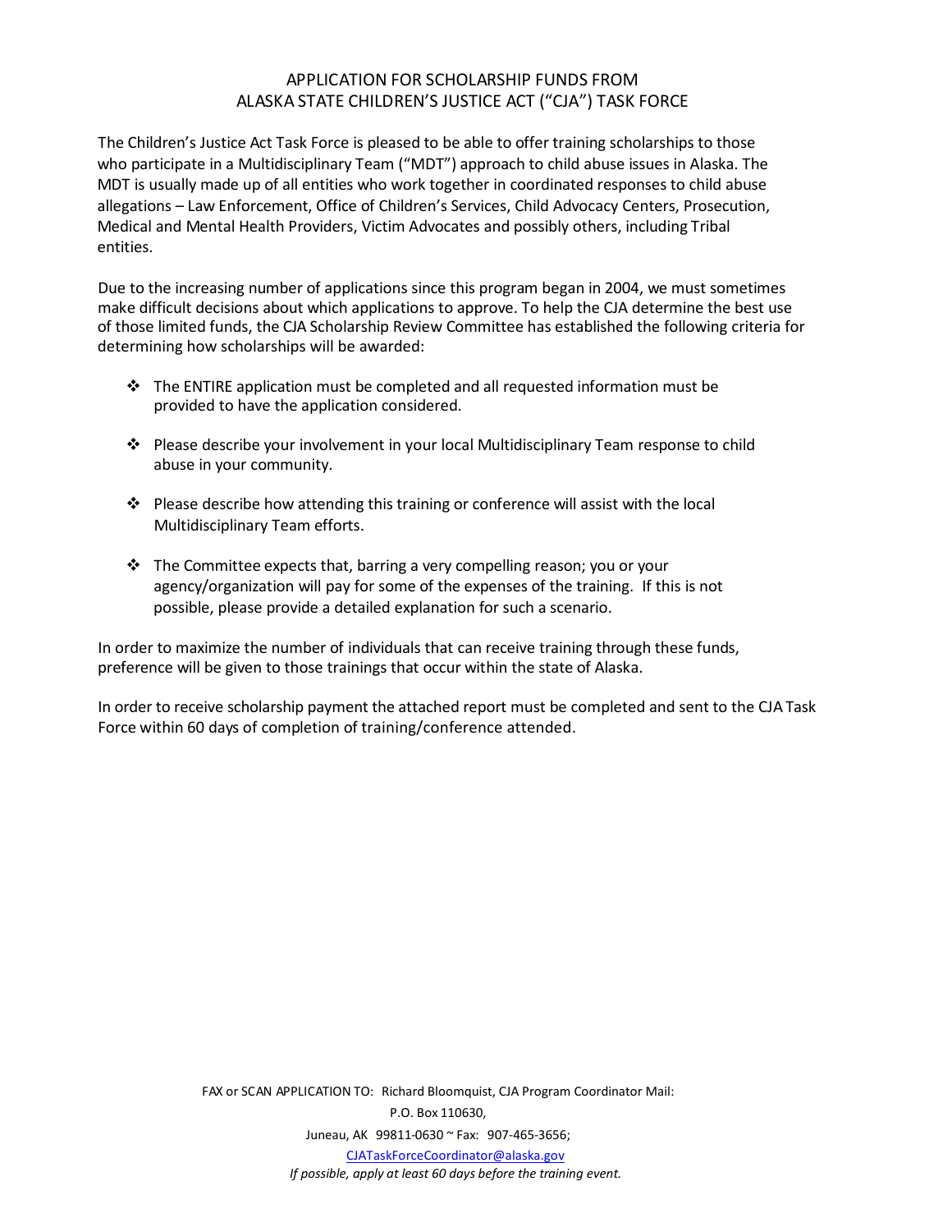# APPLICATION FOR SCHOLARSHIP FUNDS FROM ALASKA STATE CHILDREN'S JUSTICE ACT ("CJA") TASK FORCE

The Children's Justice Act Task Force is pleased to be able to offer training scholarships to those who participate in a Multidisciplinary Team ("MDT") approach to child abuse issues in Alaska. The MDT is usually made up of all entities who work together in coordinated responses to child abuse allegations – Law Enforcement, Office of Children's Services, Child Advocacy Centers, Prosecution, Medical and Mental Health Providers, Victim Advocates and possibly others, including Tribal entities.

Due to the increasing number of applications since this program began in 2004, we must sometimes make difficult decisions about which applications to approve. To help the CJA determine the best use of those limited funds, the CJA Scholarship Review Committee has established the following criteria for determining how scholarships will be awarded:

- The ENTIRE application must be completed and all requested information must be provided to have the application considered.
- Please describe your involvement in your local Multidisciplinary Team response to child abuse in your community.
- Please describe how attending this training or conference will assist with the local Multidisciplinary Team efforts.
- The Committee expects that, barring a very compelling reason; you or your agency/organization will pay for some of the expenses of the training. If this is not possible, please provide a detailed explanation for such a scenario.

In order to maximize the number of individuals that can receive training through these funds, preference will be given to those trainings that occur within the state of Alaska.

In order to receive scholarship payment the attached report must be completed and sent to the CJA Task Force within 60 days of completion of training/conference attended.

FAX or SCAN APPLICATION TO: Richard Bloomquist, CJA Program Coordinator Mail:
P.O. Box 110630,
Juneau, AK 99811-0630 ~ Fax: 907-465-3656;
CJATaskForceCoordinator@alaska.gov
*If possible, apply at least 60 days before the training event.*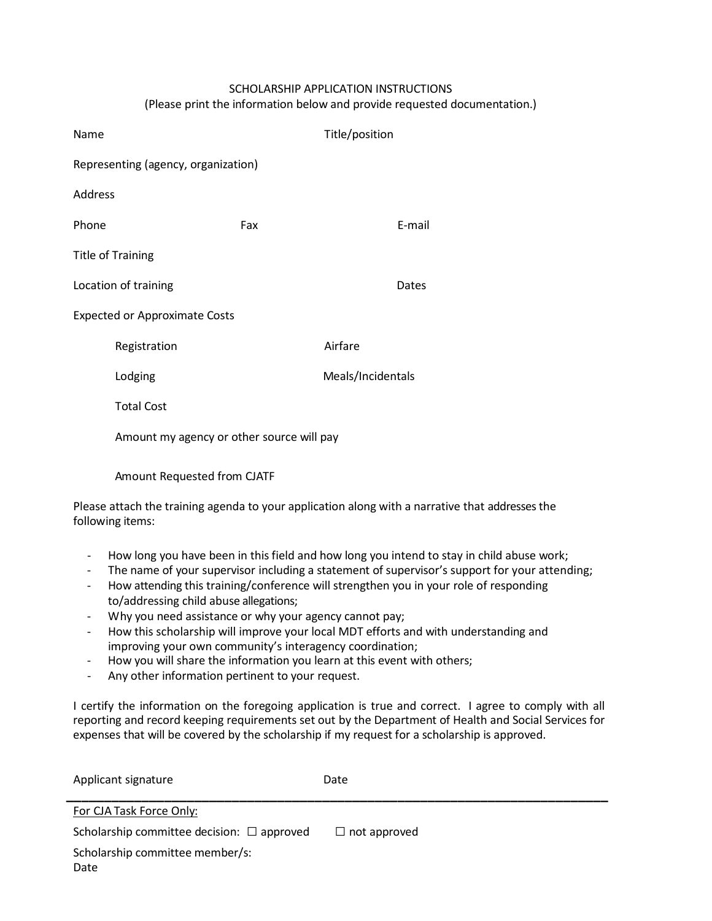SCHOLARSHIP APPLICATION INSTRUCTIONS
(Please print the information below and provide requested documentation.)

Name Title/position

Representing (agency, organization)

Address

Phone Fax E-mail

Title of Training

Location of training Dates

Expected or Approximate Costs

Registration Airfare

Lodging Meals/Incidentals

Total Cost

Amount my agency or other source will pay

Amount Requested from CJATF

Please attach the training agenda to your application along with a narrative that addresses the following items:

- How long you have been in this field and how long you intend to stay in child abuse work;
- The name of your supervisor including a statement of supervisor's support for your attending;
- How attending this training/conference will strengthen you in your role of responding to/addressing child abuse allegations;
- Why you need assistance or why your agency cannot pay;
- How this scholarship will improve your local MDT efforts and with understanding and improving your own community's interagency coordination;
- How you will share the information you learn at this event with others;
- Any other information pertinent to your request.

I certify the information on the foregoing application is true and correct. I agree to comply with all reporting and record keeping requirements set out by the Department of Health and Social Services for expenses that will be covered by the scholarship if my request for a scholarship is approved.

Applicant signature Date

---

For CJA Task Force Only:

Scholarship committee decision: ☐ approved ☐ not approved

Scholarship committee member/s:
Date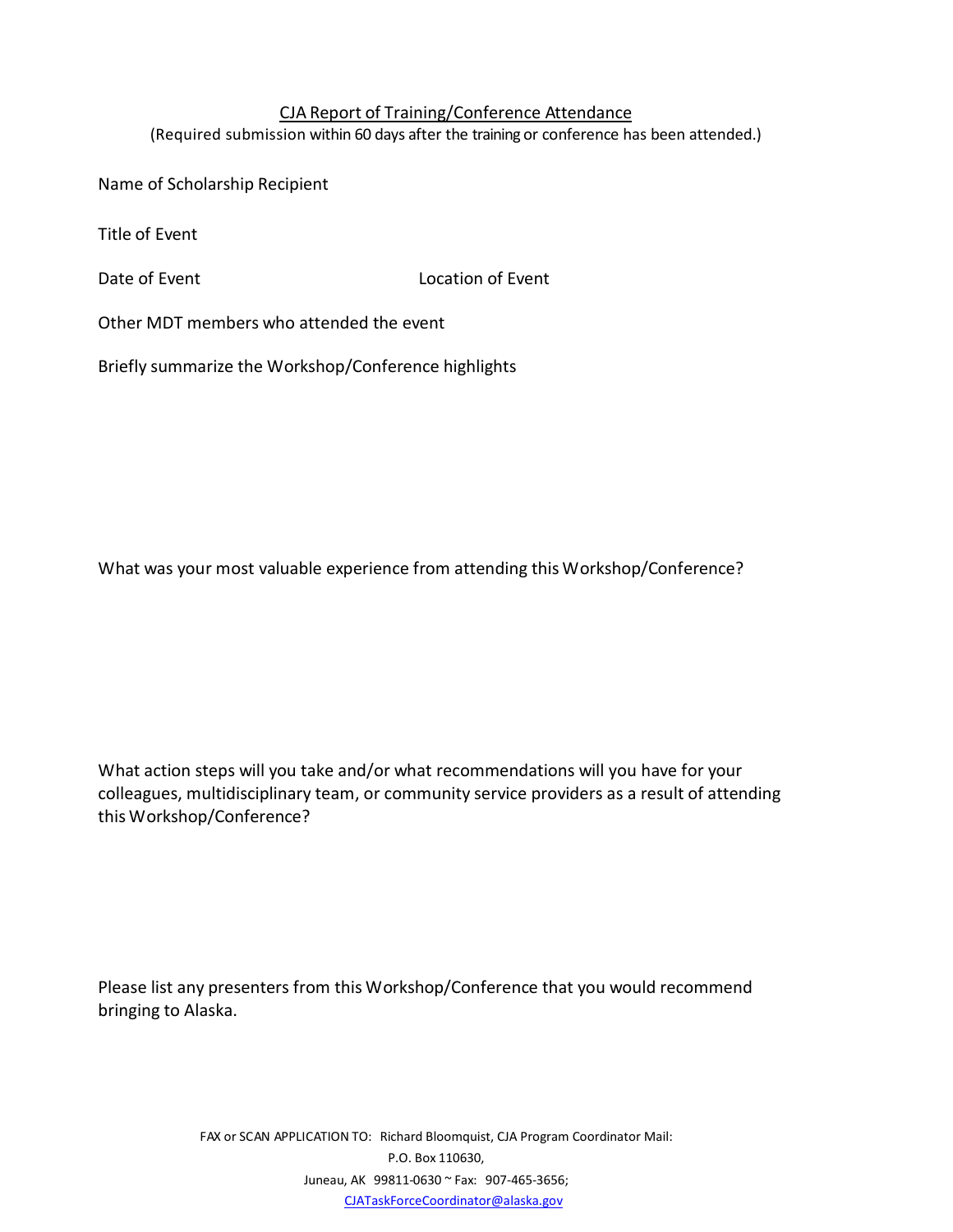CJA Report of Training/Conference Attendance

(Required submission within 60 days after the training or conference has been attended.)

Name of Scholarship Recipient

Title of Event

Date of Event Location of Event

Other MDT members who attended the event

Briefly summarize the Workshop/Conference highlights

What was your most valuable experience from attending this Workshop/Conference?

What action steps will you take and/or what recommendations will you have for your colleagues, multidisciplinary team, or community service providers as a result of attending this Workshop/Conference?

Please list any presenters from this Workshop/Conference that you would recommend bringing to Alaska.

FAX or SCAN APPLICATION TO: Richard Bloomquist, CJA Program Coordinator Mail:
P.O. Box 110630,
Juneau, AK 99811-0630 ~ Fax: 907-465-3656;
CJATaskForceCoordinator@alaska.gov